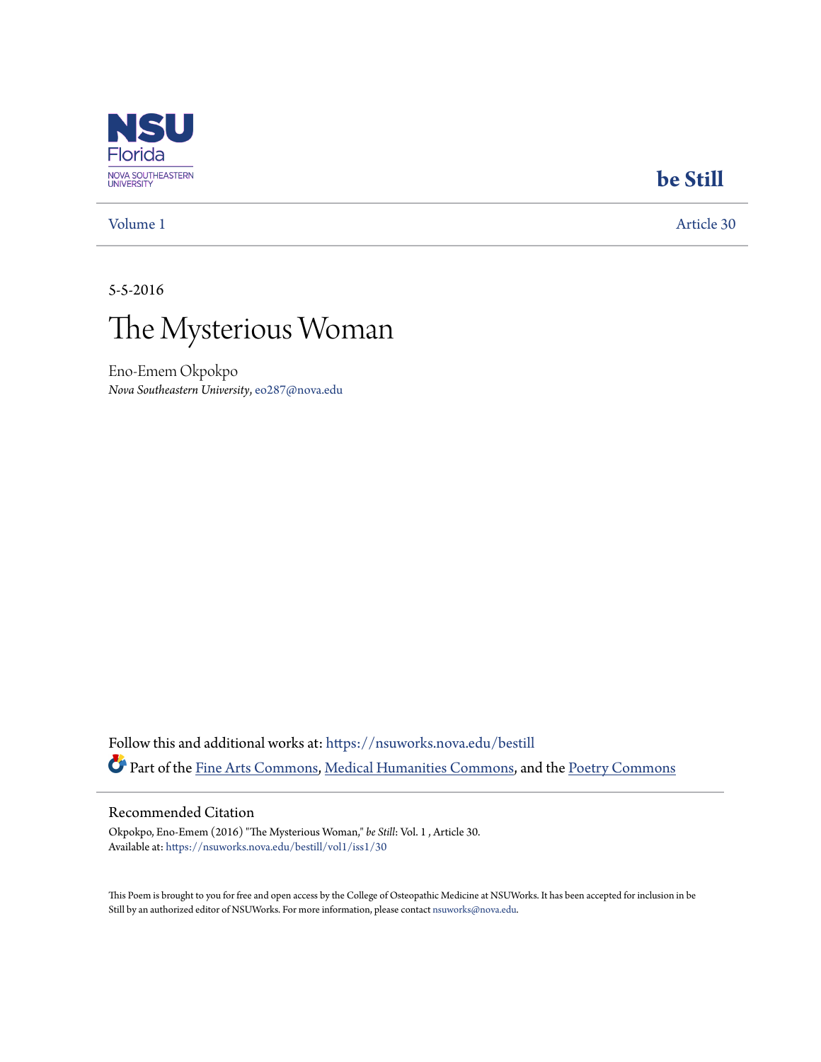NSU Florida
NOVA SOUTHEASTERN UNIVERSITY

**be Still**

Volume 1 Article 30

5-5-2016

# The Mysterious Woman

Eno-Emem Okpokpo
*Nova Southeastern University*, eo287@nova.edu

Follow this and additional works at: https://nsuworks.nova.edu/bestill

Part of the Fine Arts Commons, Medical Humanities Commons, and the Poetry Commons

## Recommended Citation

Okpokpo, Eno-Emem (2016) "The Mysterious Woman," *be Still*: Vol. 1 , Article 30.
Available at: https://nsuworks.nova.edu/bestill/vol1/iss1/30

This Poem is brought to you for free and open access by the College of Osteopathic Medicine at NSUWorks. It has been accepted for inclusion in be Still by an authorized editor of NSUWorks. For more information, please contact nsuworks@nova.edu.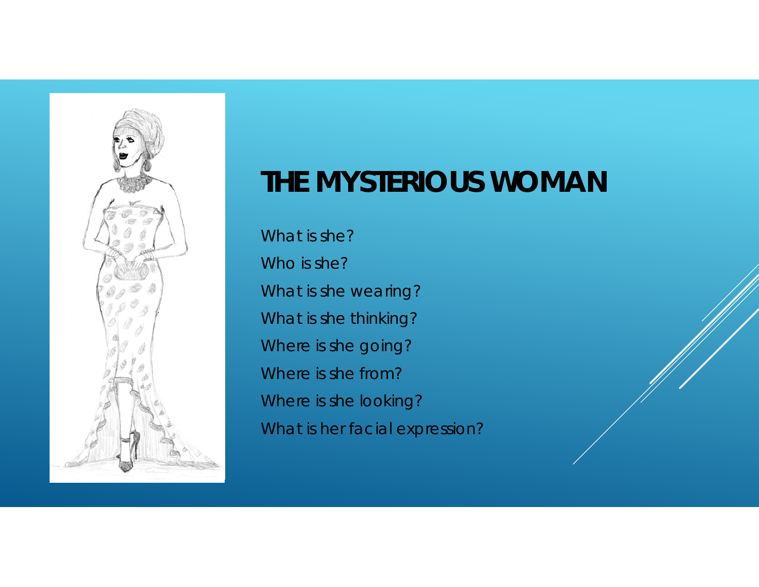# THE MYSTERIOUS WOMAN

What is she?

Who is she?

What is she wearing?

What is she thinking?

Where is she going?

Where is she from?

Where is she looking?

What is her facial expression?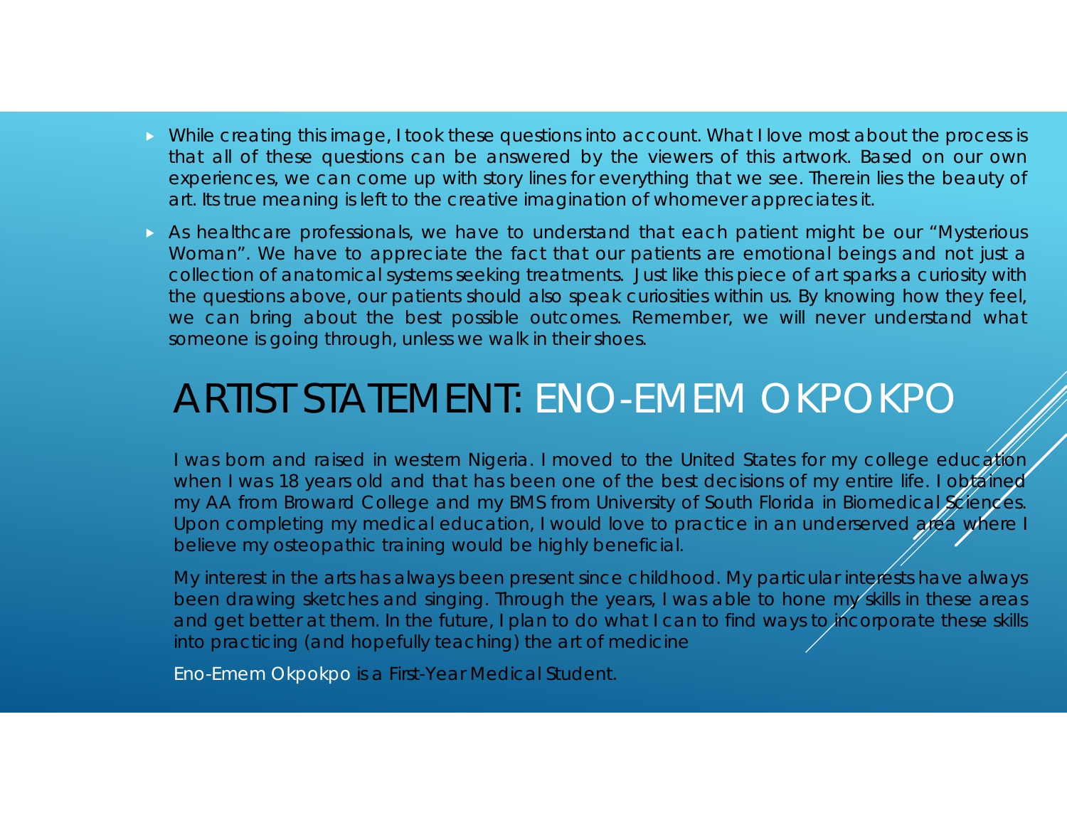- While creating this image, I took these questions into account. What I love most about the process is that all of these questions can be answered by the viewers of this artwork. Based on our own experiences, we can come up with story lines for everything that we see. Therein lies the beauty of art. Its true meaning is left to the creative imagination of whomever appreciates it.
- As healthcare professionals, we have to understand that each patient might be our "Mysterious Woman". We have to appreciate the fact that our patients are emotional beings and not just a collection of anatomical systems seeking treatments. Just like this piece of art sparks a curiosity with the questions above, our patients should also speak curiosities within us. By knowing how they feel, we can bring about the best possible outcomes. Remember, we will never understand what someone is going through, unless we walk in their shoes.

# ARTIST STATEMENT: ENO-EMEM OKPOKPO

I was born and raised in western Nigeria. I moved to the United States for my college education when I was 18 years old and that has been one of the best decisions of my entire life. I obtained my AA from Broward College and my BMS from University of South Florida in Biomedical Sciences. Upon completing my medical education, I would love to practice in an underserved area where I believe my osteopathic training would be highly beneficial.

My interest in the arts has always been present since childhood. My particular interests have always been drawing sketches and singing. Through the years, I was able to hone my skills in these areas and get better at them. In the future, I plan to do what I can to find ways to incorporate these skills into practicing (and hopefully teaching) the art of medicine

Eno-Emem Okpokpo is a First-Year Medical Student.